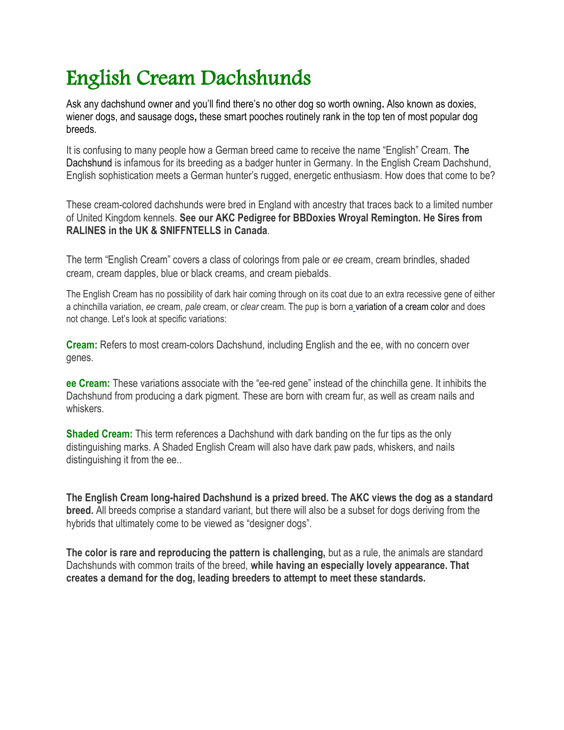# English Cream Dachshunds

Ask any dachshund owner and you'll find there's no other dog so worth owning**.** Also known as doxies, wiener dogs, and sausage dogs**,** these smart pooches routinely rank in the top ten of most popular dog breeds.

It is confusing to many people how a German breed came to receive the name "English" Cream. The Dachshund is infamous for its breeding as a badger hunter in Germany. In the English Cream Dachshund, English sophistication meets a German hunter's rugged, energetic enthusiasm. How does that come to be?

These cream-colored dachshunds were bred in England with ancestry that traces back to a limited number of United Kingdom kennels. **See our AKC Pedigree for BBDoxies Wroyal Remington. He Sires from RALINES in the UK & SNIFFNTELLS in Canada**.

The term "English Cream" covers a class of colorings from pale or *ee* cream, cream brindles, shaded cream, cream dapples, blue or black creams, and cream piebalds.

The English Cream has no possibility of dark hair coming through on its coat due to an extra recessive gene of either a chinchilla variation, *ee* cream, *pale* cream, or *clear* cream. The pup is born a variation of a cream color and does not change. Let's look at specific variations:

**Cream:** Refers to most cream-colors Dachshund, including English and the ee, with no concern over genes.

**ee Cream:** These variations associate with the "ee-red gene" instead of the chinchilla gene. It inhibits the Dachshund from producing a dark pigment. These are born with cream fur, as well as cream nails and whiskers.

**Shaded Cream:** This term references a Dachshund with dark banding on the fur tips as the only distinguishing marks. A Shaded English Cream will also have dark paw pads, whiskers, and nails distinguishing it from the ee..

**The English Cream long-haired Dachshund is a prized breed. The AKC views the dog as a standard breed.** All breeds comprise a standard variant, but there will also be a subset for dogs deriving from the hybrids that ultimately come to be viewed as "designer dogs".

**The color is rare and reproducing the pattern is challenging,** but as a rule, the animals are standard Dachshunds with common traits of the breed, **while having an especially lovely appearance. That creates a demand for the dog, leading breeders to attempt to meet these standards.**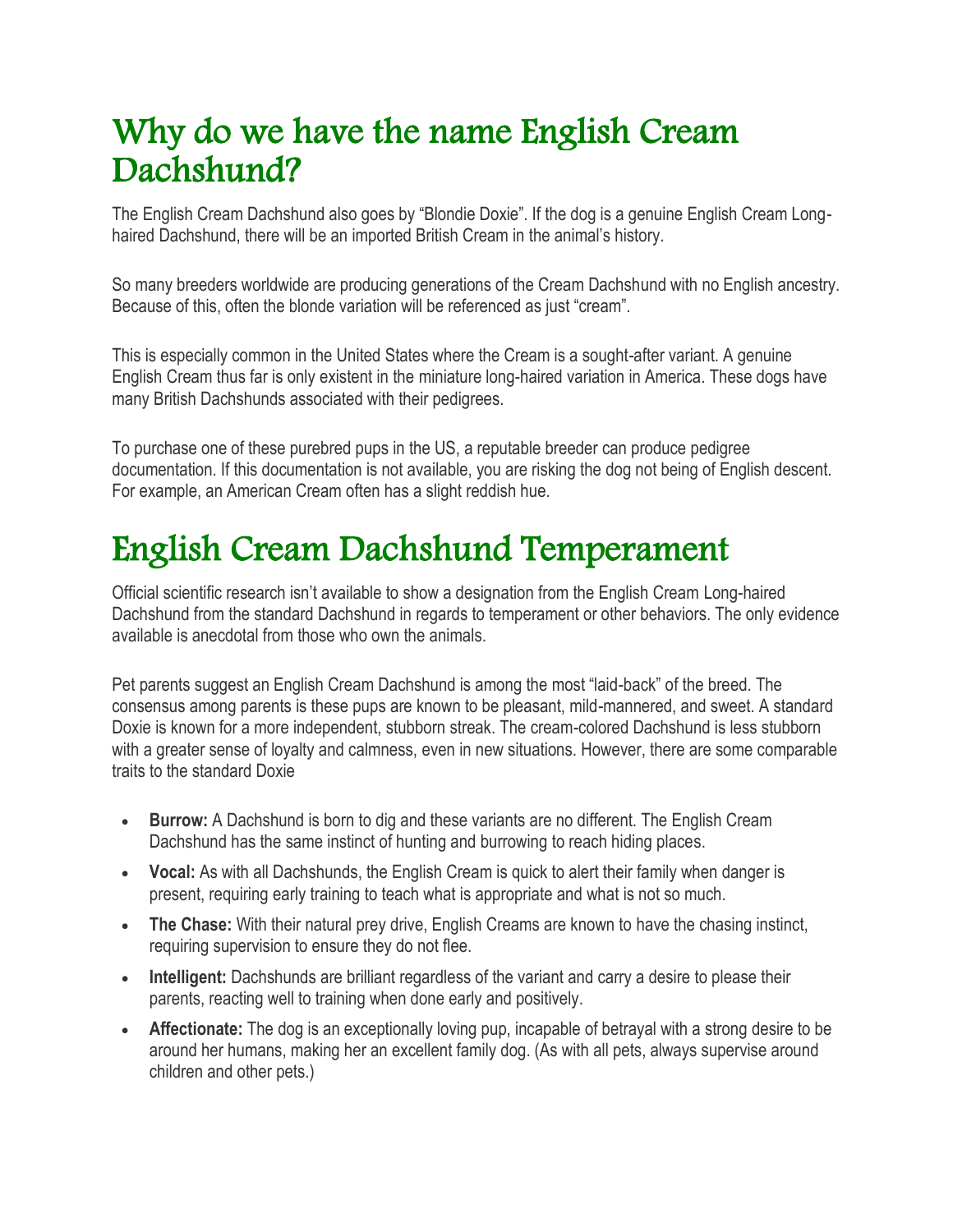# Why do we have the name English Cream Dachshund?

The English Cream Dachshund also goes by "Blondie Doxie". If the dog is a genuine English Cream Long-haired Dachshund, there will be an imported British Cream in the animal's history.

So many breeders worldwide are producing generations of the Cream Dachshund with no English ancestry. Because of this, often the blonde variation will be referenced as just "cream".

This is especially common in the United States where the Cream is a sought-after variant. A genuine English Cream thus far is only existent in the miniature long-haired variation in America. These dogs have many British Dachshunds associated with their pedigrees.

To purchase one of these purebred pups in the US, a reputable breeder can produce pedigree documentation. If this documentation is not available, you are risking the dog not being of English descent. For example, an American Cream often has a slight reddish hue.

# English Cream Dachshund Temperament

Official scientific research isn't available to show a designation from the English Cream Long-haired Dachshund from the standard Dachshund in regards to temperament or other behaviors. The only evidence available is anecdotal from those who own the animals.

Pet parents suggest an English Cream Dachshund is among the most "laid-back" of the breed. The consensus among parents is these pups are known to be pleasant, mild-mannered, and sweet. A standard Doxie is known for a more independent, stubborn streak. The cream-colored Dachshund is less stubborn with a greater sense of loyalty and calmness, even in new situations. However, there are some comparable traits to the standard Doxie

- **Burrow:** A Dachshund is born to dig and these variants are no different. The English Cream Dachshund has the same instinct of hunting and burrowing to reach hiding places.
- **Vocal:** As with all Dachshunds, the English Cream is quick to alert their family when danger is present, requiring early training to teach what is appropriate and what is not so much.
- **The Chase:** With their natural prey drive, English Creams are known to have the chasing instinct, requiring supervision to ensure they do not flee.
- **Intelligent:** Dachshunds are brilliant regardless of the variant and carry a desire to please their parents, reacting well to training when done early and positively.
- **Affectionate:** The dog is an exceptionally loving pup, incapable of betrayal with a strong desire to be around her humans, making her an excellent family dog. (As with all pets, always supervise around children and other pets.)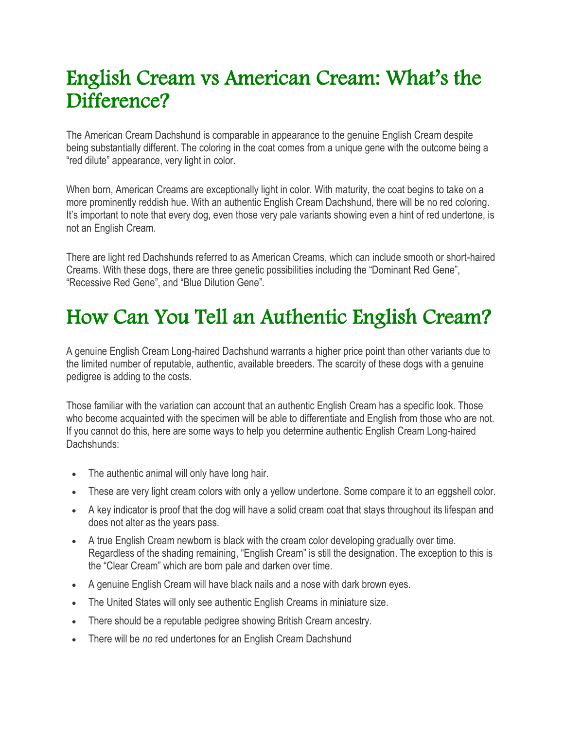# English Cream vs American Cream: What's the Difference?

The American Cream Dachshund is comparable in appearance to the genuine English Cream despite being substantially different. The coloring in the coat comes from a unique gene with the outcome being a "red dilute" appearance, very light in color.

When born, American Creams are exceptionally light in color. With maturity, the coat begins to take on a more prominently reddish hue. With an authentic English Cream Dachshund, there will be no red coloring. It's important to note that every dog, even those very pale variants showing even a hint of red undertone, is not an English Cream.

There are light red Dachshunds referred to as American Creams, which can include smooth or short-haired Creams. With these dogs, there are three genetic possibilities including the "Dominant Red Gene", "Recessive Red Gene", and "Blue Dilution Gene".

# How Can You Tell an Authentic English Cream?

A genuine English Cream Long-haired Dachshund warrants a higher price point than other variants due to the limited number of reputable, authentic, available breeders. The scarcity of these dogs with a genuine pedigree is adding to the costs.

Those familiar with the variation can account that an authentic English Cream has a specific look. Those who become acquainted with the specimen will be able to differentiate and English from those who are not. If you cannot do this, here are some ways to help you determine authentic English Cream Long-haired Dachshunds:

- The authentic animal will only have long hair.
- These are very light cream colors with only a yellow undertone. Some compare it to an eggshell color.
- A key indicator is proof that the dog will have a solid cream coat that stays throughout its lifespan and does not alter as the years pass.
- A true English Cream newborn is black with the cream color developing gradually over time. Regardless of the shading remaining, "English Cream" is still the designation. The exception to this is the "Clear Cream" which are born pale and darken over time.
- A genuine English Cream will have black nails and a nose with dark brown eyes.
- The United States will only see authentic English Creams in miniature size.
- There should be a reputable pedigree showing British Cream ancestry.
- There will be *no* red undertones for an English Cream Dachshund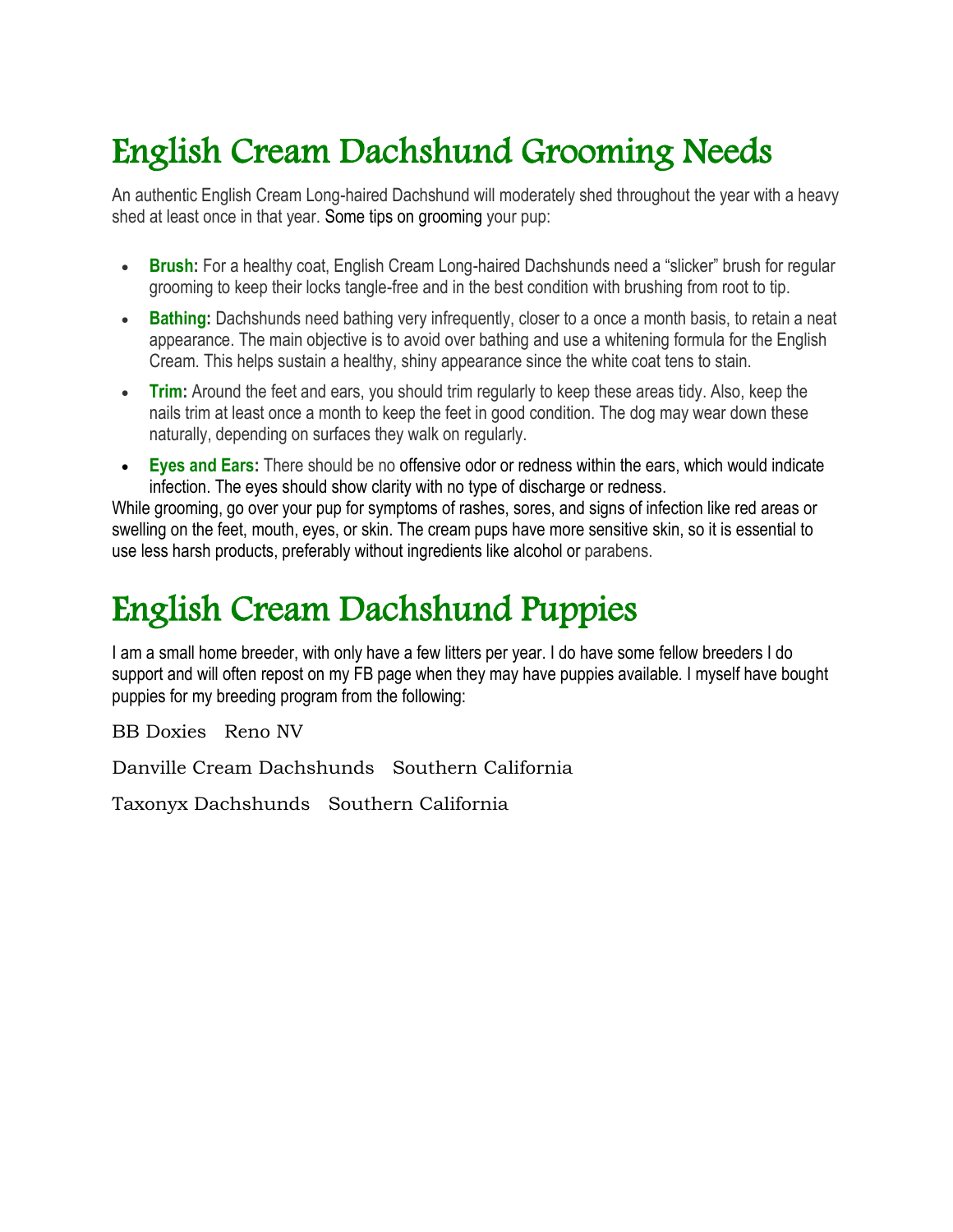# English Cream Dachshund Grooming Needs

An authentic English Cream Long-haired Dachshund will moderately shed throughout the year with a heavy shed at least once in that year. Some tips on grooming your pup:

- **Brush:** For a healthy coat, English Cream Long-haired Dachshunds need a "slicker" brush for regular grooming to keep their locks tangle-free and in the best condition with brushing from root to tip.
- **Bathing:** Dachshunds need bathing very infrequently, closer to a once a month basis, to retain a neat appearance. The main objective is to avoid over bathing and use a whitening formula for the English Cream. This helps sustain a healthy, shiny appearance since the white coat tens to stain.
- **Trim:** Around the feet and ears, you should trim regularly to keep these areas tidy. Also, keep the nails trim at least once a month to keep the feet in good condition. The dog may wear down these naturally, depending on surfaces they walk on regularly.
- **Eyes and Ears:** There should be no offensive odor or redness within the ears, which would indicate infection. The eyes should show clarity with no type of discharge or redness.

While grooming, go over your pup for symptoms of rashes, sores, and signs of infection like red areas or swelling on the feet, mouth, eyes, or skin. The cream pups have more sensitive skin, so it is essential to use less harsh products, preferably without ingredients like alcohol or parabens.

# English Cream Dachshund Puppies

I am a small home breeder, with only have a few litters per year. I do have some fellow breeders I do support and will often repost on my FB page when they may have puppies available. I myself have bought puppies for my breeding program from the following:

BB Doxies Reno NV

Danville Cream Dachshunds Southern California

Taxonyx Dachshunds Southern California